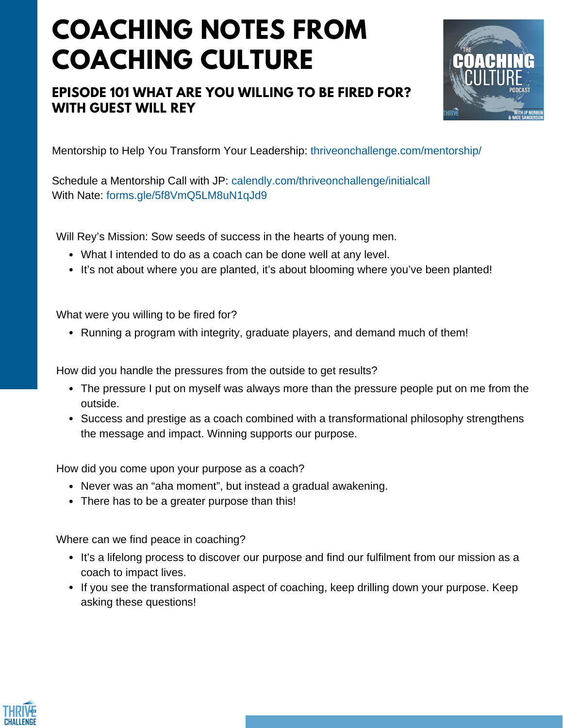# COACHING NOTES FROM COACHING CULTURE

## EPISODE 101 WHAT ARE YOU WILLING TO BE FIRED FOR? WITH GUEST WILL REY

Mentorship to Help You Transform Your Leadership: thriveonchallenge.com/mentorship/

Schedule a Mentorship Call with JP: calendly.com/thriveonchallenge/initialcall
With Nate: forms.gle/5f8VmQ5LM8uN1qJd9

Will Rey's Mission: Sow seeds of success in the hearts of young men.

- What I intended to do as a coach can be done well at any level.
- It's not about where you are planted, it's about blooming where you've been planted!

What were you willing to be fired for?

- Running a program with integrity, graduate players, and demand much of them!

How did you handle the pressures from the outside to get results?

- The pressure I put on myself was always more than the pressure people put on me from the outside.
- Success and prestige as a coach combined with a transformational philosophy strengthens the message and impact. Winning supports our purpose.

How did you come upon your purpose as a coach?

- Never was an "aha moment", but instead a gradual awakening.
- There has to be a greater purpose than this!

Where can we find peace in coaching?

- It's a lifelong process to discover our purpose and find our fulfilment from our mission as a coach to impact lives.
- If you see the transformational aspect of coaching, keep drilling down your purpose. Keep asking these questions!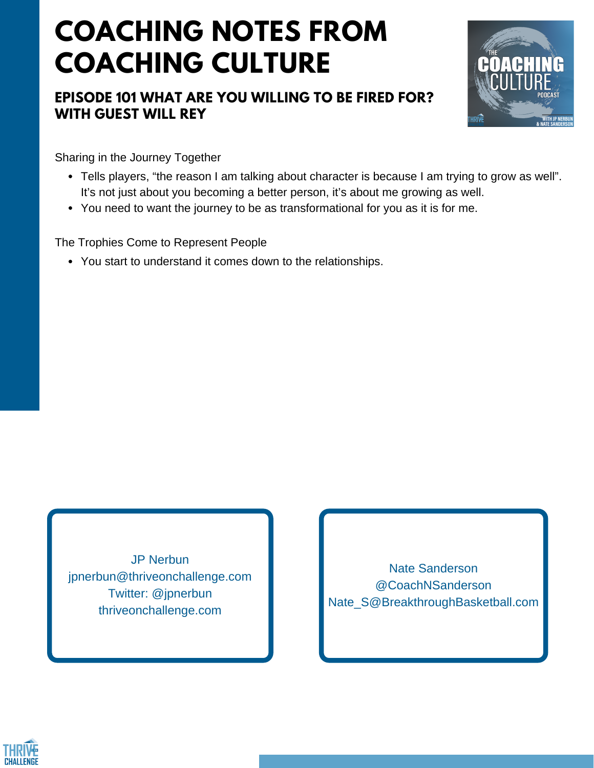# COACHING NOTES FROM COACHING CULTURE

## EPISODE 101 WHAT ARE YOU WILLING TO BE FIRED FOR? WITH GUEST WILL REY

Sharing in the Journey Together

- Tells players, "the reason I am talking about character is because I am trying to grow as well". It's not just about you becoming a better person, it's about me growing as well.
- You need to want the journey to be as transformational for you as it is for me.

The Trophies Come to Represent People

- You start to understand it comes down to the relationships.

JP Nerbun
jpnerbun@thriveonchallenge.com
Twitter: @jpnerbun
thriveonchallenge.com

Nate Sanderson
@CoachNSanderson
Nate_S@BreakthroughBasketball.com